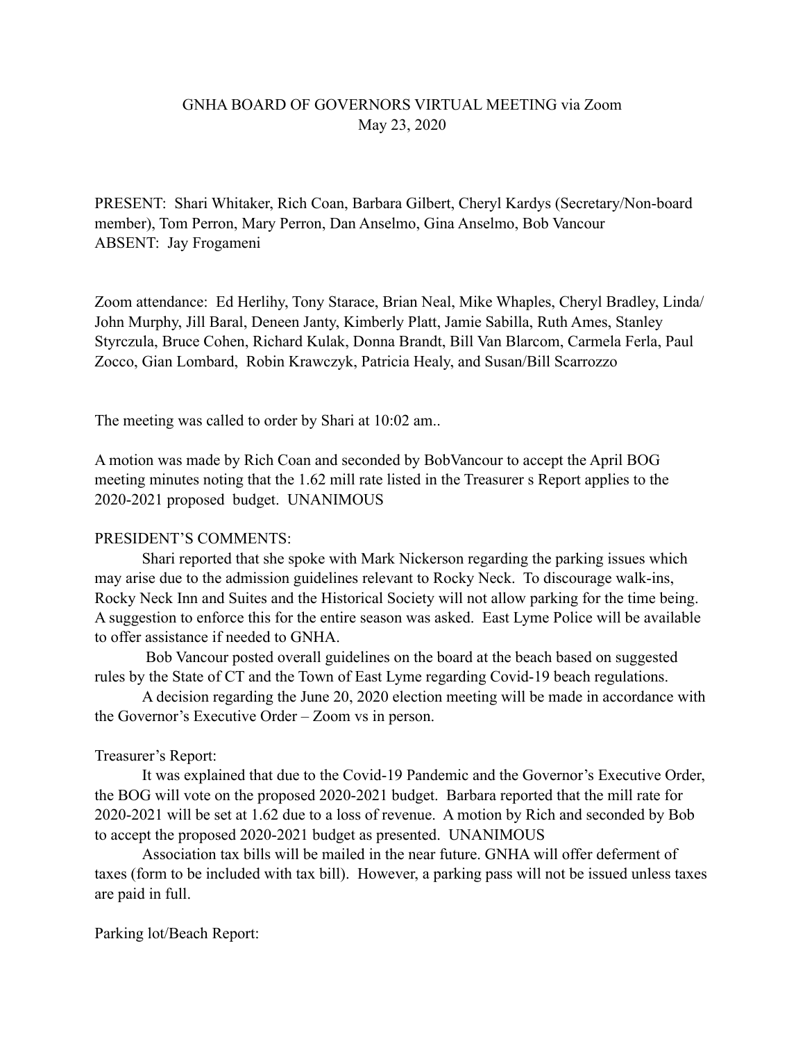# GNHA BOARD OF GOVERNORS VIRTUAL MEETING via Zoom
May 23, 2020

PRESENT: Shari Whitaker, Rich Coan, Barbara Gilbert, Cheryl Kardys (Secretary/Non-board member), Tom Perron, Mary Perron, Dan Anselmo, Gina Anselmo, Bob Vancour
ABSENT: Jay Frogameni

Zoom attendance: Ed Herlihy, Tony Starace, Brian Neal, Mike Whaples, Cheryl Bradley, Linda/ John Murphy, Jill Baral, Deneen Janty, Kimberly Platt, Jamie Sabilla, Ruth Ames, Stanley Styrczula, Bruce Cohen, Richard Kulak, Donna Brandt, Bill Van Blarcom, Carmela Ferla, Paul Zocco, Gian Lombard, Robin Krawczyk, Patricia Healy, and Susan/Bill Scarrozzo

The meeting was called to order by Shari at 10:02 am..

A motion was made by Rich Coan and seconded by BobVancour to accept the April BOG meeting minutes noting that the 1.62 mill rate listed in the Treasurer s Report applies to the 2020-2021 proposed budget. UNANIMOUS

PRESIDENT'S COMMENTS:

Shari reported that she spoke with Mark Nickerson regarding the parking issues which may arise due to the admission guidelines relevant to Rocky Neck. To discourage walk-ins, Rocky Neck Inn and Suites and the Historical Society will not allow parking for the time being. A suggestion to enforce this for the entire season was asked. East Lyme Police will be available to offer assistance if needed to GNHA.

Bob Vancour posted overall guidelines on the board at the beach based on suggested rules by the State of CT and the Town of East Lyme regarding Covid-19 beach regulations.

A decision regarding the June 20, 2020 election meeting will be made in accordance with the Governor's Executive Order – Zoom vs in person.

Treasurer's Report:

It was explained that due to the Covid-19 Pandemic and the Governor's Executive Order, the BOG will vote on the proposed 2020-2021 budget. Barbara reported that the mill rate for 2020-2021 will be set at 1.62 due to a loss of revenue. A motion by Rich and seconded by Bob to accept the proposed 2020-2021 budget as presented. UNANIMOUS

Association tax bills will be mailed in the near future. GNHA will offer deferment of taxes (form to be included with tax bill). However, a parking pass will not be issued unless taxes are paid in full.

Parking lot/Beach Report: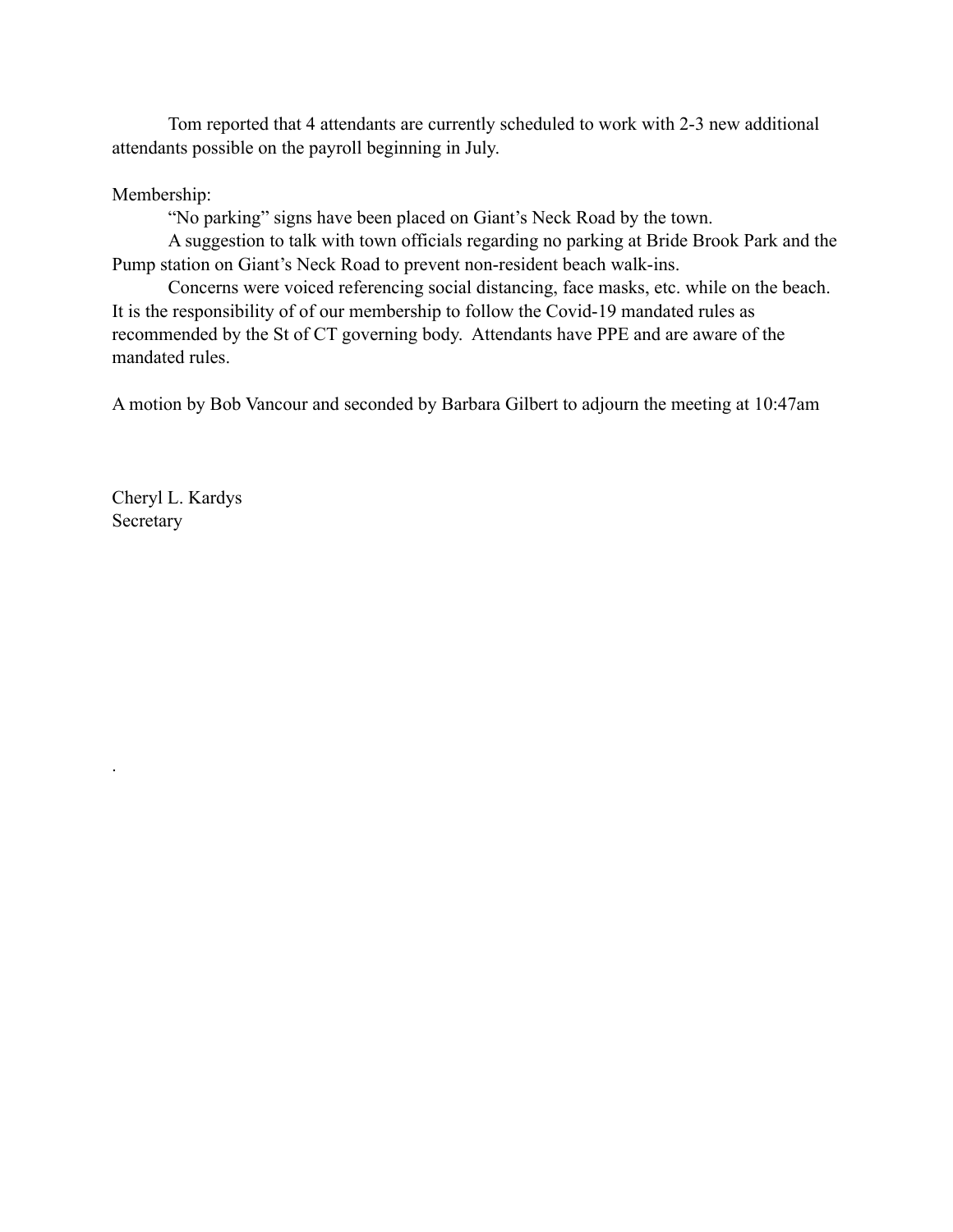Tom reported that 4 attendants are currently scheduled to work with 2-3 new additional attendants possible on the payroll beginning in July.

Membership:

"No parking" signs have been placed on Giant's Neck Road by the town.

A suggestion to talk with town officials regarding no parking at Bride Brook Park and the Pump station on Giant's Neck Road to prevent non-resident beach walk-ins.

Concerns were voiced referencing social distancing, face masks, etc. while on the beach. It is the responsibility of of our membership to follow the Covid-19 mandated rules as recommended by the St of CT governing body. Attendants have PPE and are aware of the mandated rules.

A motion by Bob Vancour and seconded by Barbara Gilbert to adjourn the meeting at 10:47am

Cheryl L. Kardys
Secretary

.